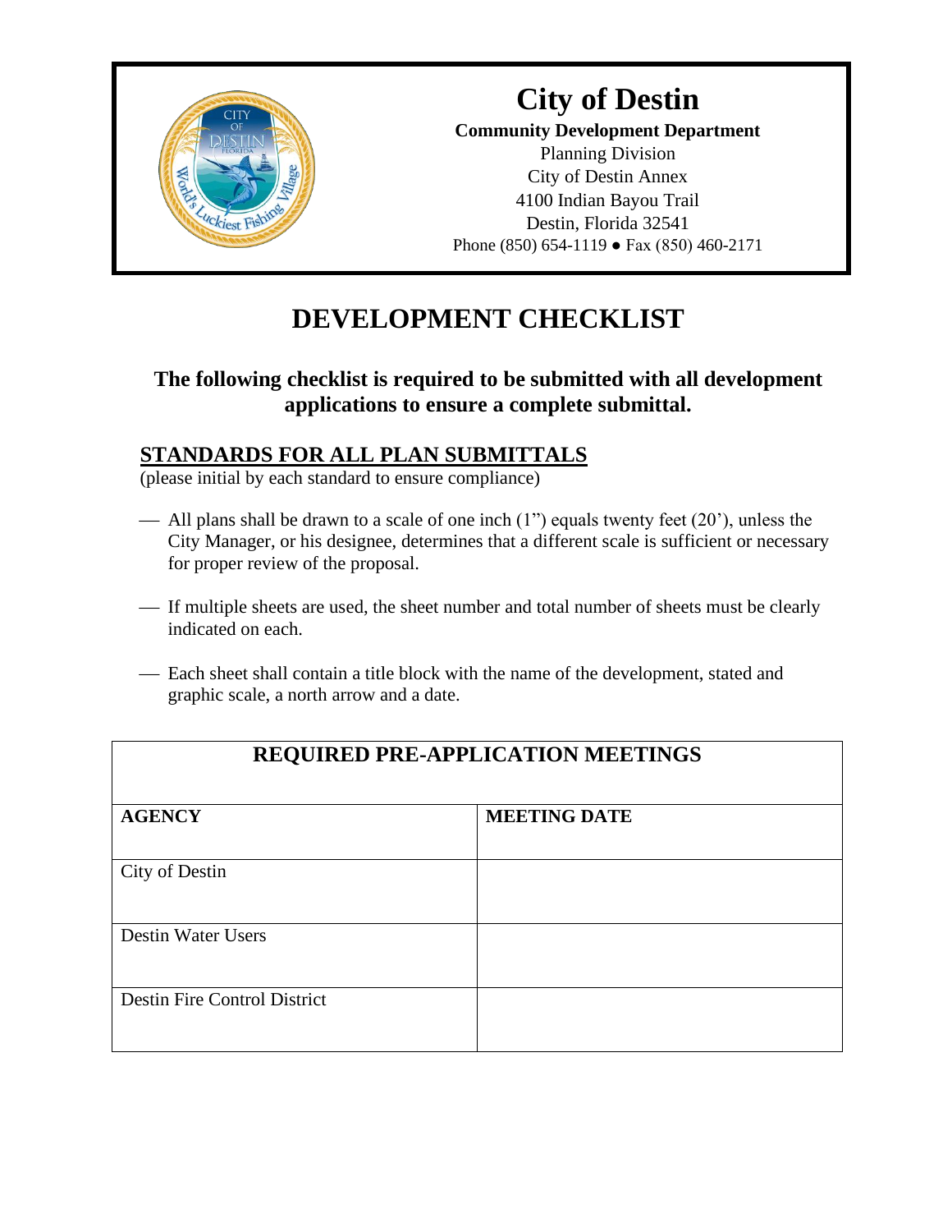# City of Destin

**Community Development Department**
Planning Division
City of Destin Annex
4100 Indian Bayou Trail
Destin, Florida 32541
Phone (850) 654-1119 ● Fax (850) 460-2171

# DEVELOPMENT CHECKLIST

### The following checklist is required to be submitted with all development applications to ensure a complete submittal.

## STANDARDS FOR ALL PLAN SUBMITTALS

(please initial by each standard to ensure compliance)

— All plans shall be drawn to a scale of one inch (1") equals twenty feet (20'), unless the City Manager, or his designee, determines that a different scale is sufficient or necessary for proper review of the proposal.

— If multiple sheets are used, the sheet number and total number of sheets must be clearly indicated on each.

— Each sheet shall contain a title block with the name of the development, stated and graphic scale, a north arrow and a date.

| REQUIRED PRE-APPLICATION MEETINGS | |
|---|---|
| **AGENCY** | **MEETING DATE** |
| City of Destin | |
| Destin Water Users | |
| Destin Fire Control District | |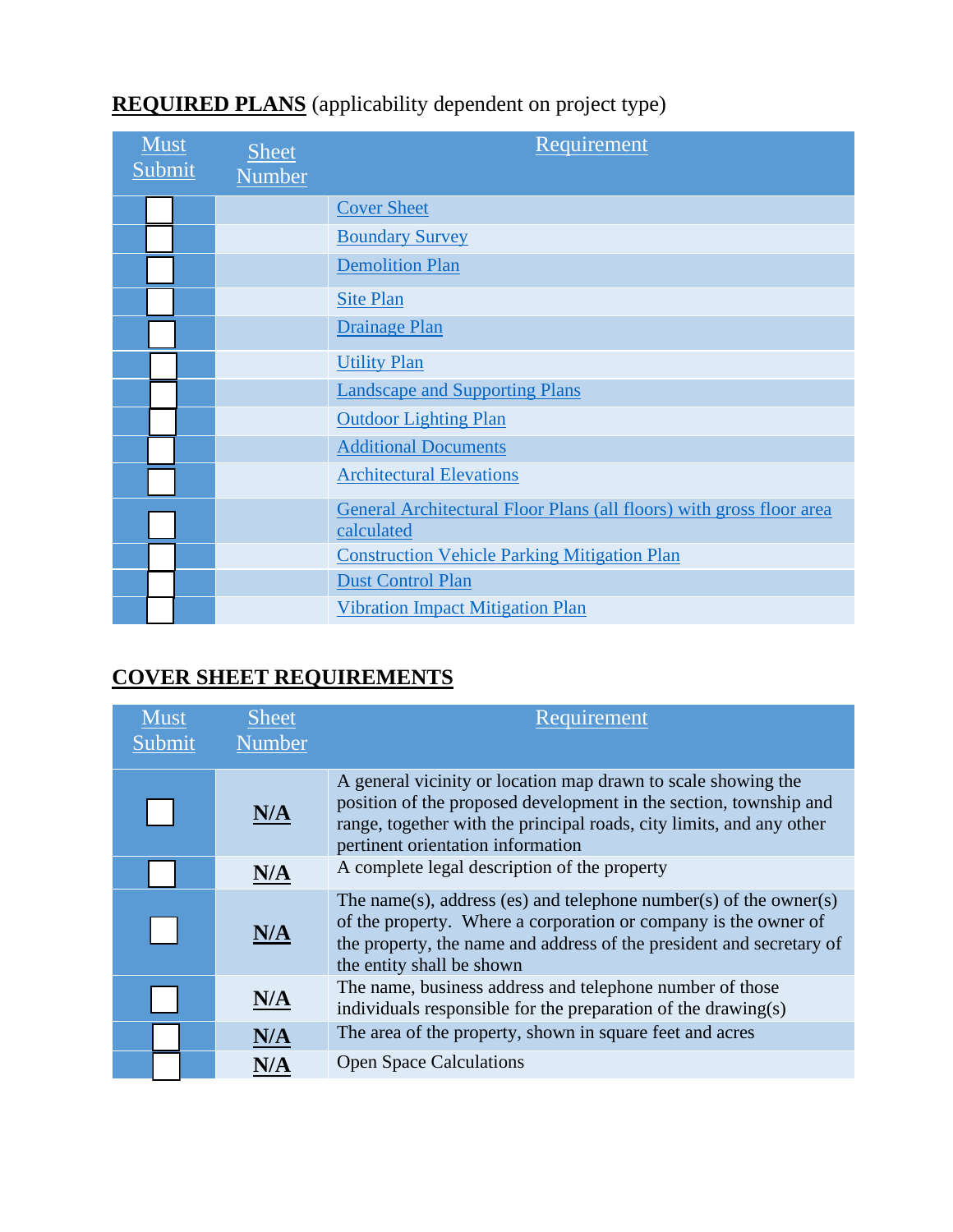**REQUIRED PLANS** (applicability dependent on project type)

| Must Submit | Sheet Number | Requirement |
| --- | --- | --- |
| ☐ | | Cover Sheet |
| ☐ | | Boundary Survey |
| ☐ | | Demolition Plan |
| ☐ | | Site Plan |
| ☐ | | Drainage Plan |
| ☐ | | Utility Plan |
| ☐ | | Landscape and Supporting Plans |
| ☐ | | Outdoor Lighting Plan |
| ☐ | | Additional Documents |
| ☐ | | Architectural Elevations |
| ☐ | | General Architectural Floor Plans (all floors) with gross floor area calculated |
| ☐ | | Construction Vehicle Parking Mitigation Plan |
| ☐ | | Dust Control Plan |
| ☐ | | Vibration Impact Mitigation Plan |

**COVER SHEET REQUIREMENTS**

| Must Submit | Sheet Number | Requirement |
| --- | --- | --- |
| ☐ | **N/A** | A general vicinity or location map drawn to scale showing the position of the proposed development in the section, township and range, together with the principal roads, city limits, and any other pertinent orientation information |
| ☐ | **N/A** | A complete legal description of the property |
| ☐ | **N/A** | The name(s), address (es) and telephone number(s) of the owner(s) of the property. Where a corporation or company is the owner of the property, the name and address of the president and secretary of the entity shall be shown |
| ☐ | **N/A** | The name, business address and telephone number of those individuals responsible for the preparation of the drawing(s) |
| ☐ | **N/A** | The area of the property, shown in square feet and acres |
| ☐ | **N/A** | Open Space Calculations |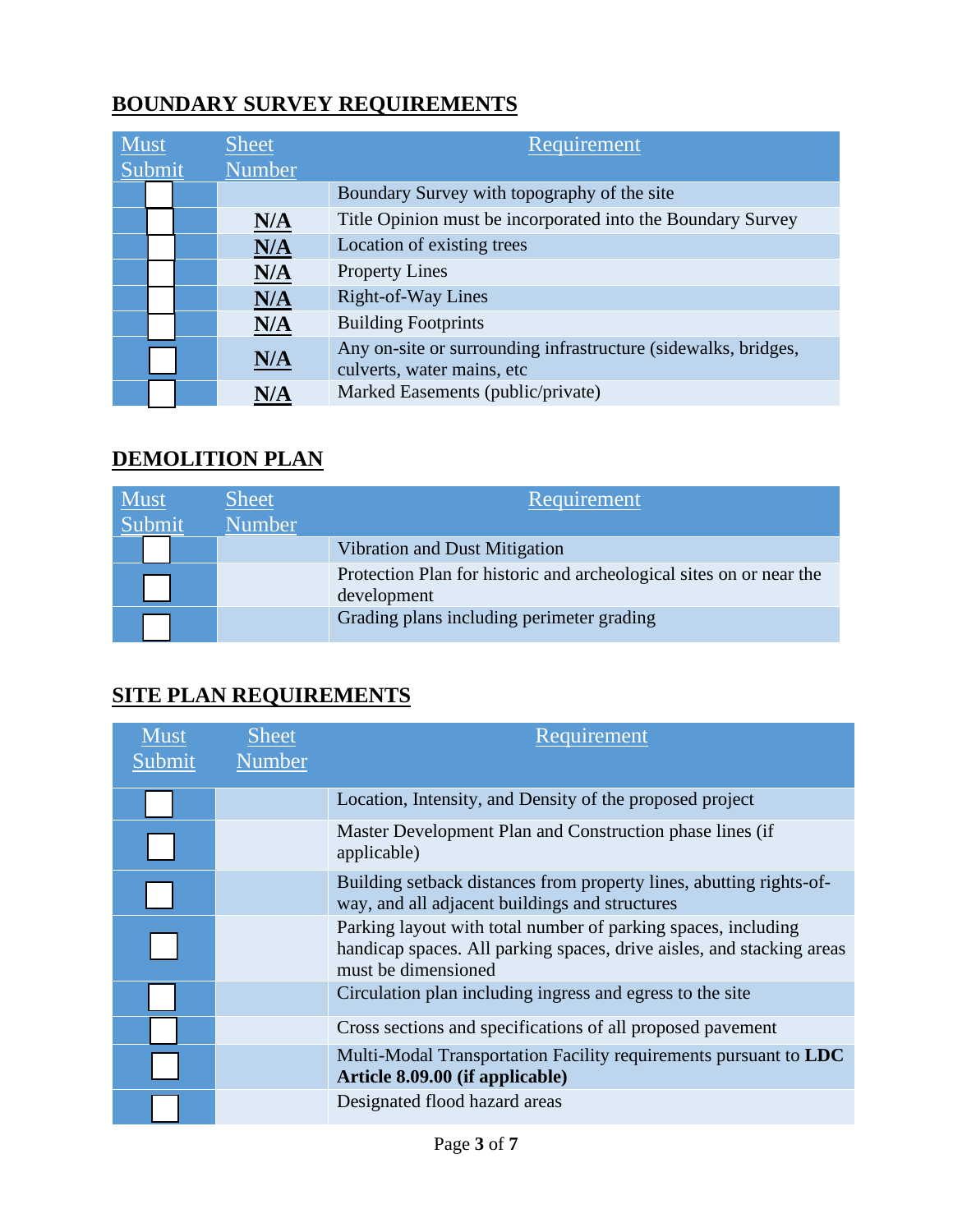## BOUNDARY SURVEY REQUIREMENTS

| Must Submit | Sheet Number | Requirement |
|---|---|---|
| ☐ | | Boundary Survey with topography of the site |
| ☐ | **N/A** | Title Opinion must be incorporated into the Boundary Survey |
| ☐ | **N/A** | Location of existing trees |
| ☐ | **N/A** | Property Lines |
| ☐ | **N/A** | Right-of-Way Lines |
| ☐ | **N/A** | Building Footprints |
| ☐ | **N/A** | Any on-site or surrounding infrastructure (sidewalks, bridges, culverts, water mains, etc |
| ☐ | **N/A** | Marked Easements (public/private) |

## DEMOLITION PLAN

| Must Submit | Sheet Number | Requirement |
|---|---|---|
| ☐ | | Vibration and Dust Mitigation |
| ☐ | | Protection Plan for historic and archeological sites on or near the development |
| ☐ | | Grading plans including perimeter grading |

## SITE PLAN REQUIREMENTS

| Must Submit | Sheet Number | Requirement |
|---|---|---|
| ☐ | | Location, Intensity, and Density of the proposed project |
| ☐ | | Master Development Plan and Construction phase lines (if applicable) |
| ☐ | | Building setback distances from property lines, abutting rights-of-way, and all adjacent buildings and structures |
| ☐ | | Parking layout with total number of parking spaces, including handicap spaces. All parking spaces, drive aisles, and stacking areas must be dimensioned |
| ☐ | | Circulation plan including ingress and egress to the site |
| ☐ | | Cross sections and specifications of all proposed pavement |
| ☐ | | Multi-Modal Transportation Facility requirements pursuant to **LDC Article 8.09.00 (if applicable)** |
| ☐ | | Designated flood hazard areas |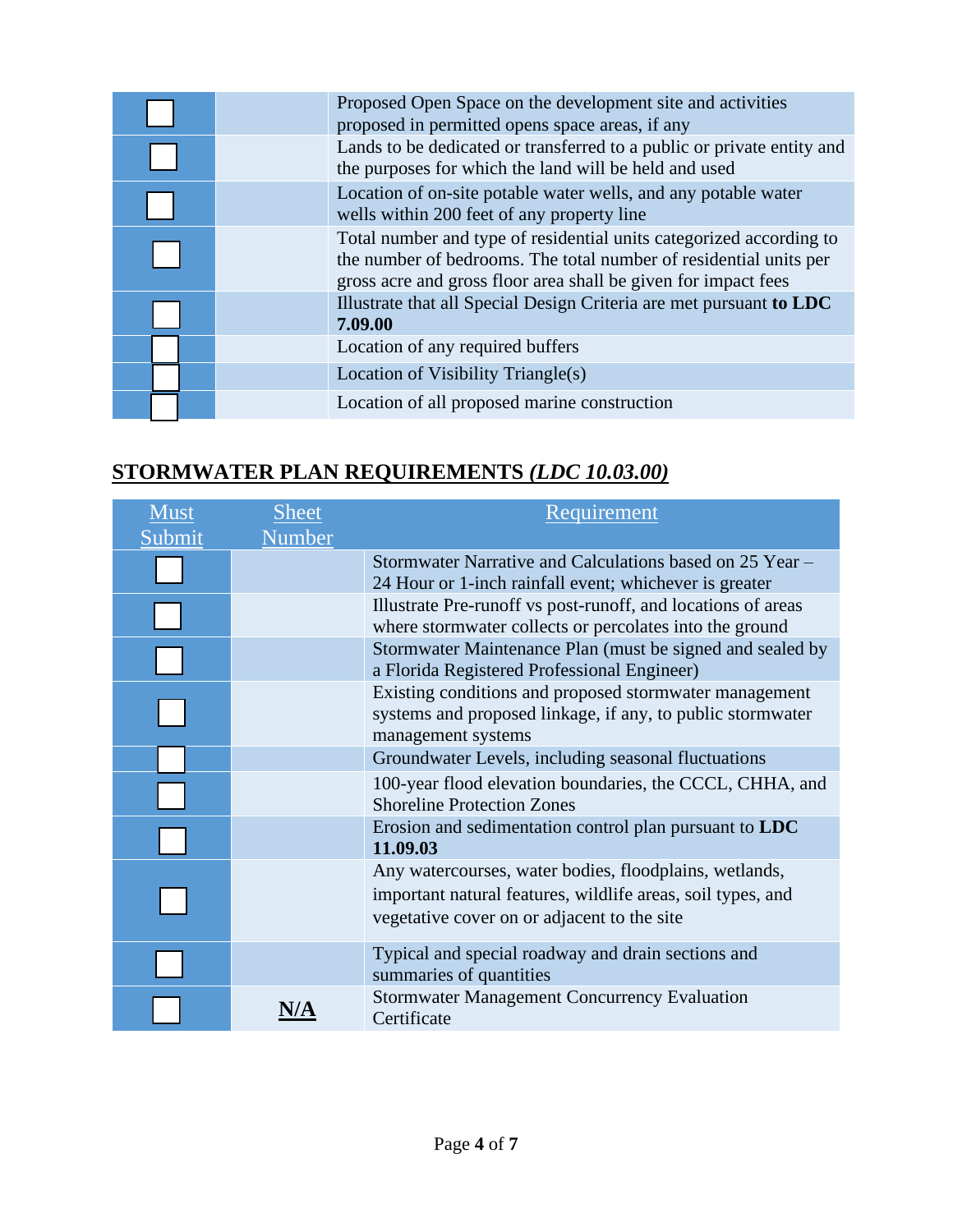| | | |
|---|---|---|
| ☐ | | Proposed Open Space on the development site and activities proposed in permitted opens space areas, if any |
| ☐ | | Lands to be dedicated or transferred to a public or private entity and the purposes for which the land will be held and used |
| ☐ | | Location of on-site potable water wells, and any potable water wells within 200 feet of any property line |
| ☐ | | Total number and type of residential units categorized according to the number of bedrooms. The total number of residential units per gross acre and gross floor area shall be given for impact fees |
| ☐ | | Illustrate that all Special Design Criteria are met pursuant **to LDC 7.09.00** |
| ☐ | | Location of any required buffers |
| ☐ | | Location of Visibility Triangle(s) |
| ☐ | | Location of all proposed marine construction |

## STORMWATER PLAN REQUIREMENTS *(LDC 10.03.00)*

| Must Submit | Sheet Number | Requirement |
|---|---|---|
| ☐ | | Stormwater Narrative and Calculations based on 25 Year – 24 Hour or 1-inch rainfall event; whichever is greater |
| ☐ | | Illustrate Pre-runoff vs post-runoff, and locations of areas where stormwater collects or percolates into the ground |
| ☐ | | Stormwater Maintenance Plan (must be signed and sealed by a Florida Registered Professional Engineer) |
| ☐ | | Existing conditions and proposed stormwater management systems and proposed linkage, if any, to public stormwater management systems |
| ☐ | | Groundwater Levels, including seasonal fluctuations |
| ☐ | | 100-year flood elevation boundaries, the CCCL, CHHA, and Shoreline Protection Zones |
| ☐ | | Erosion and sedimentation control plan pursuant to **LDC 11.09.03** |
| ☐ | | Any watercourses, water bodies, floodplains, wetlands, important natural features, wildlife areas, soil types, and vegetative cover on or adjacent to the site |
| ☐ | | Typical and special roadway and drain sections and summaries of quantities |
| ☐ | **N/A** | Stormwater Management Concurrency Evaluation Certificate |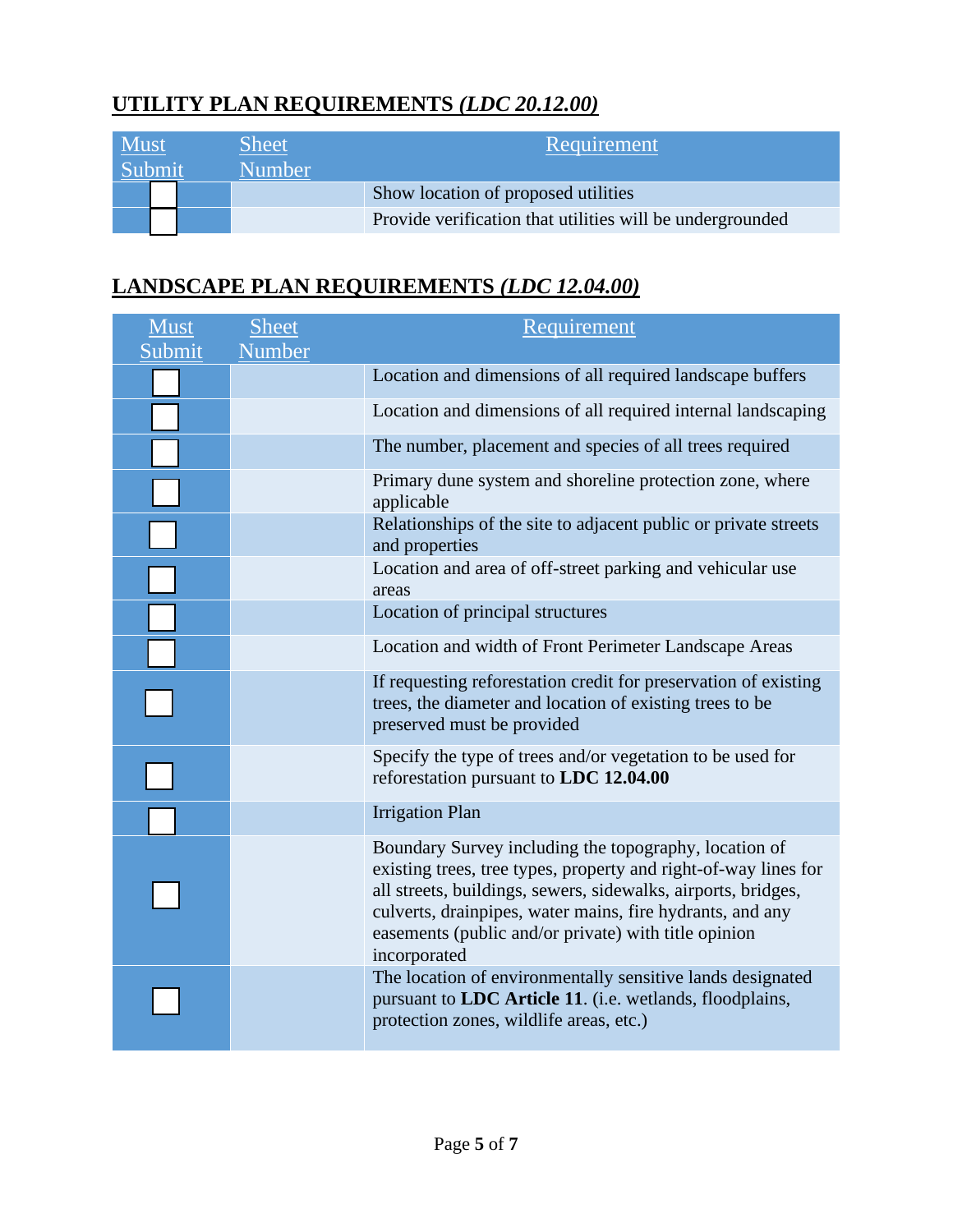## UTILITY PLAN REQUIREMENTS *(LDC 20.12.00)*

| Must Submit | Sheet Number | Requirement |
|---|---|---|
| ☐ | | Show location of proposed utilities |
| ☐ | | Provide verification that utilities will be undergrounded |

## LANDSCAPE PLAN REQUIREMENTS *(LDC 12.04.00)*

| Must Submit | Sheet Number | Requirement |
|---|---|---|
| ☐ | | Location and dimensions of all required landscape buffers |
| ☐ | | Location and dimensions of all required internal landscaping |
| ☐ | | The number, placement and species of all trees required |
| ☐ | | Primary dune system and shoreline protection zone, where applicable |
| ☐ | | Relationships of the site to adjacent public or private streets and properties |
| ☐ | | Location and area of off-street parking and vehicular use areas |
| ☐ | | Location of principal structures |
| ☐ | | Location and width of Front Perimeter Landscape Areas |
| ☐ | | If requesting reforestation credit for preservation of existing trees, the diameter and location of existing trees to be preserved must be provided |
| ☐ | | Specify the type of trees and/or vegetation to be used for reforestation pursuant to **LDC 12.04.00** |
| ☐ | | Irrigation Plan |
| ☐ | | Boundary Survey including the topography, location of existing trees, tree types, property and right-of-way lines for all streets, buildings, sewers, sidewalks, airports, bridges, culverts, drainpipes, water mains, fire hydrants, and any easements (public and/or private) with title opinion incorporated |
| ☐ | | The location of environmentally sensitive lands designated pursuant to **LDC Article 11**. (i.e. wetlands, floodplains, protection zones, wildlife areas, etc.) |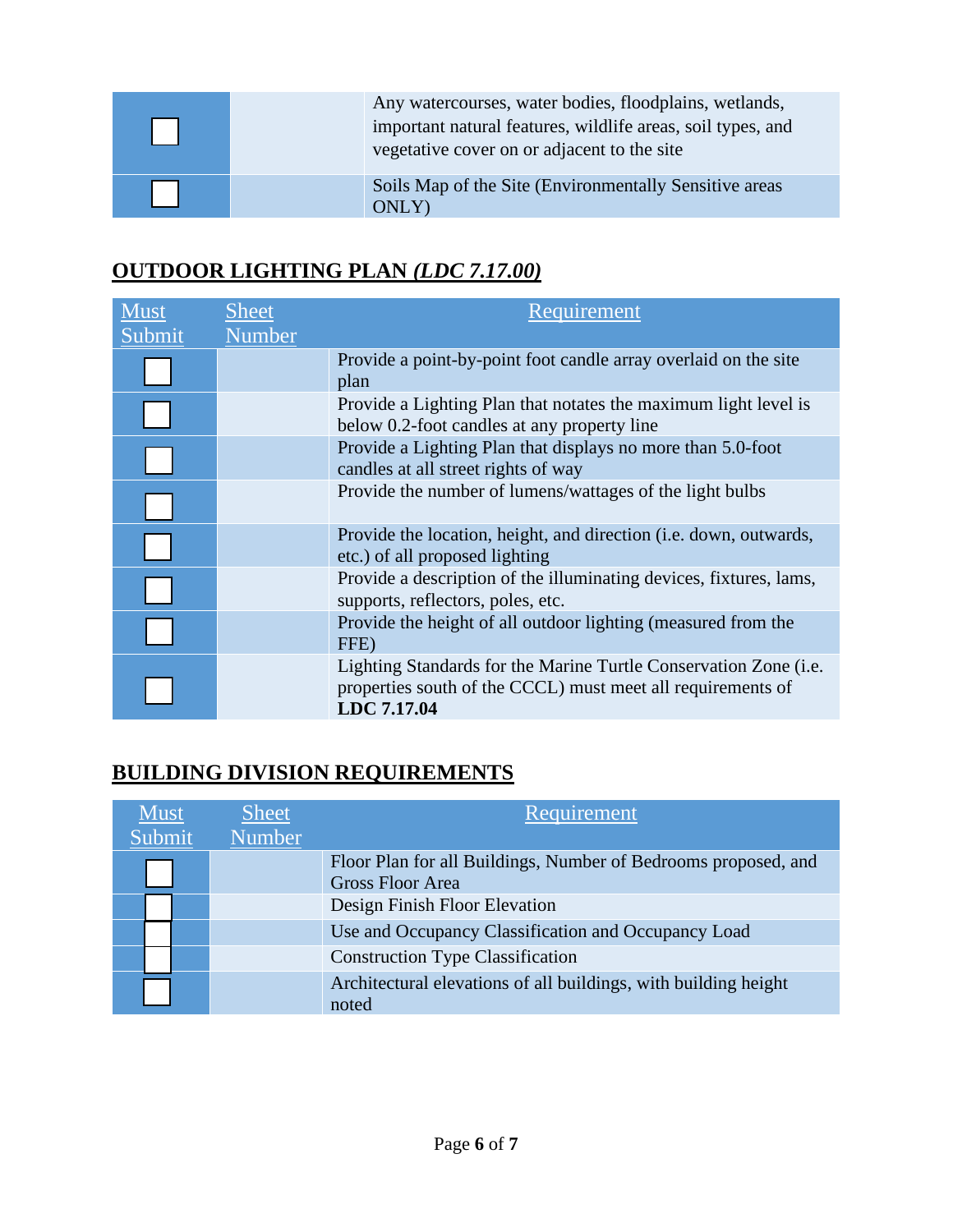| | | |
|---|---|---|
| ☐ | | Any watercourses, water bodies, floodplains, wetlands, important natural features, wildlife areas, soil types, and vegetative cover on or adjacent to the site |
| ☐ | | Soils Map of the Site (Environmentally Sensitive areas ONLY) |

## OUTDOOR LIGHTING PLAN *(LDC 7.17.00)*

| Must Submit | Sheet Number | Requirement |
|---|---|---|
| ☐ | | Provide a point-by-point foot candle array overlaid on the site plan |
| ☐ | | Provide a Lighting Plan that notates the maximum light level is below 0.2-foot candles at any property line |
| ☐ | | Provide a Lighting Plan that displays no more than 5.0-foot candles at all street rights of way |
| ☐ | | Provide the number of lumens/wattages of the light bulbs |
| ☐ | | Provide the location, height, and direction (i.e. down, outwards, etc.) of all proposed lighting |
| ☐ | | Provide a description of the illuminating devices, fixtures, lams, supports, reflectors, poles, etc. |
| ☐ | | Provide the height of all outdoor lighting (measured from the FFE) |
| ☐ | | Lighting Standards for the Marine Turtle Conservation Zone (i.e. properties south of the CCCL) must meet all requirements of **LDC 7.17.04** |

## BUILDING DIVISION REQUIREMENTS

| Must Submit | Sheet Number | Requirement |
|---|---|---|
| ☐ | | Floor Plan for all Buildings, Number of Bedrooms proposed, and Gross Floor Area |
| ☐ | | Design Finish Floor Elevation |
| ☐ | | Use and Occupancy Classification and Occupancy Load |
| ☐ | | Construction Type Classification |
| ☐ | | Architectural elevations of all buildings, with building height noted |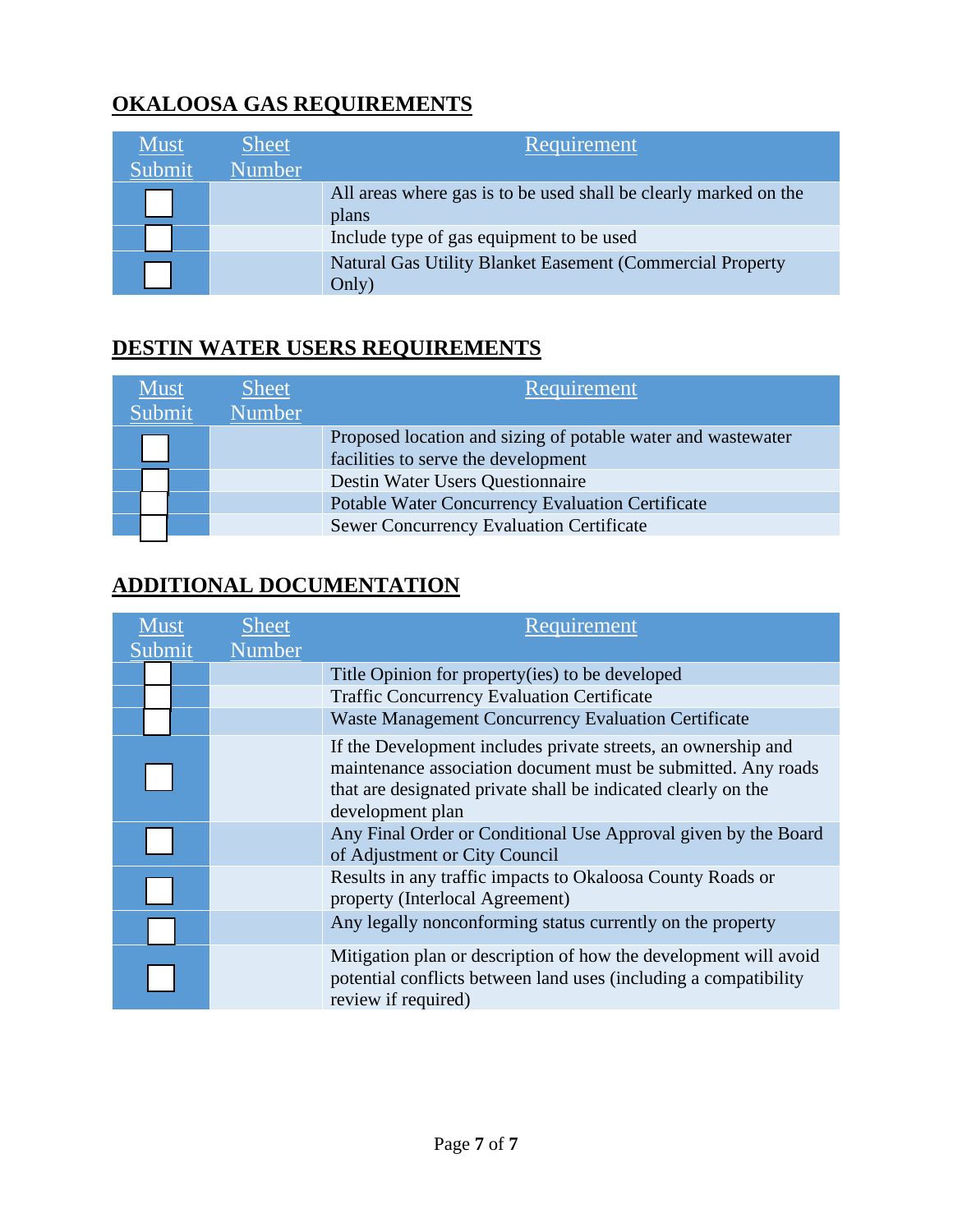## OKALOOSA GAS REQUIREMENTS

| Must Submit | Sheet Number | Requirement |
|---|---|---|
| ☐ | | All areas where gas is to be used shall be clearly marked on the plans |
| ☐ | | Include type of gas equipment to be used |
| ☐ | | Natural Gas Utility Blanket Easement (Commercial Property Only) |

## DESTIN WATER USERS REQUIREMENTS

| Must Submit | Sheet Number | Requirement |
|---|---|---|
| ☐ | | Proposed location and sizing of potable water and wastewater facilities to serve the development |
| ☐ | | Destin Water Users Questionnaire |
| ☐ | | Potable Water Concurrency Evaluation Certificate |
| ☐ | | Sewer Concurrency Evaluation Certificate |

## ADDITIONAL DOCUMENTATION

| Must Submit | Sheet Number | Requirement |
|---|---|---|
| ☐ | | Title Opinion for property(ies) to be developed |
| ☐ | | Traffic Concurrency Evaluation Certificate |
| ☐ | | Waste Management Concurrency Evaluation Certificate |
| ☐ | | If the Development includes private streets, an ownership and maintenance association document must be submitted. Any roads that are designated private shall be indicated clearly on the development plan |
| ☐ | | Any Final Order or Conditional Use Approval given by the Board of Adjustment or City Council |
| ☐ | | Results in any traffic impacts to Okaloosa County Roads or property (Interlocal Agreement) |
| ☐ | | Any legally nonconforming status currently on the property |
| ☐ | | Mitigation plan or description of how the development will avoid potential conflicts between land uses (including a compatibility review if required) |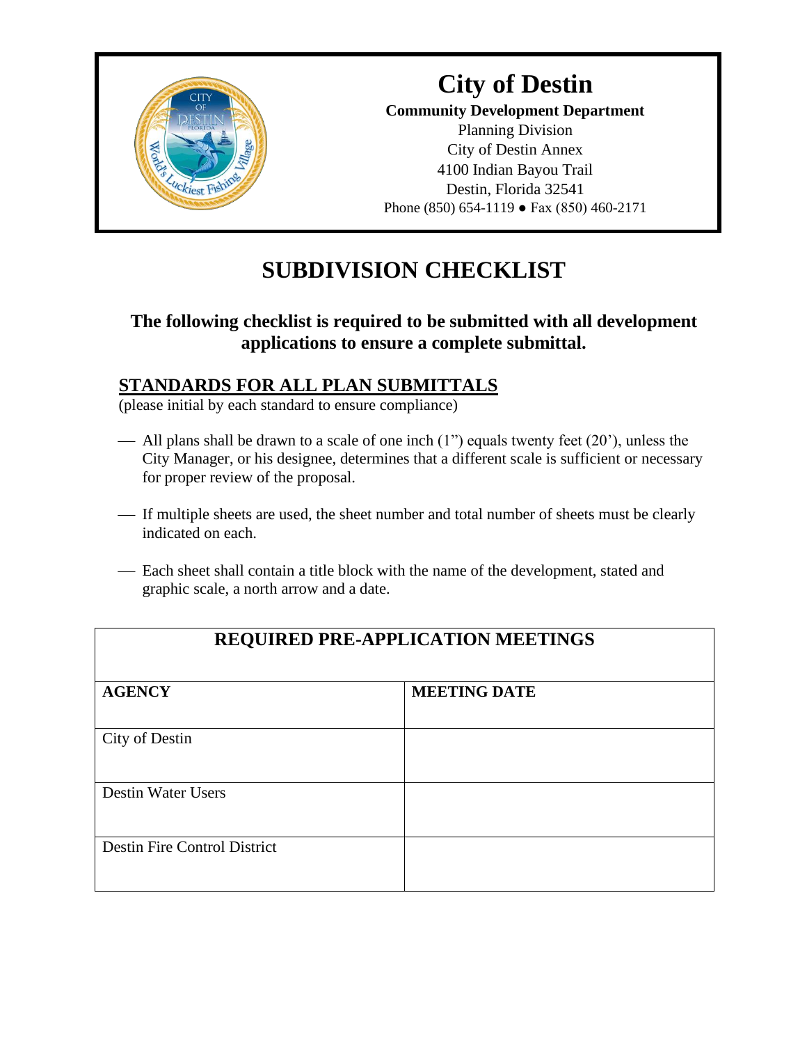# City of Destin

**Community Development Department**
Planning Division
City of Destin Annex
4100 Indian Bayou Trail
Destin, Florida 32541
Phone (850) 654-1119 ● Fax (850) 460-2171

# SUBDIVISION CHECKLIST

### The following checklist is required to be submitted with all development applications to ensure a complete submittal.

## STANDARDS FOR ALL PLAN SUBMITTALS

(please initial by each standard to ensure compliance)

___ All plans shall be drawn to a scale of one inch (1") equals twenty feet (20'), unless the City Manager, or his designee, determines that a different scale is sufficient or necessary for proper review of the proposal.

___ If multiple sheets are used, the sheet number and total number of sheets must be clearly indicated on each.

___ Each sheet shall contain a title block with the name of the development, stated and graphic scale, a north arrow and a date.

| REQUIRED PRE-APPLICATION MEETINGS | |
|---|---|
| **AGENCY** | **MEETING DATE** |
| City of Destin | |
| Destin Water Users | |
| Destin Fire Control District | |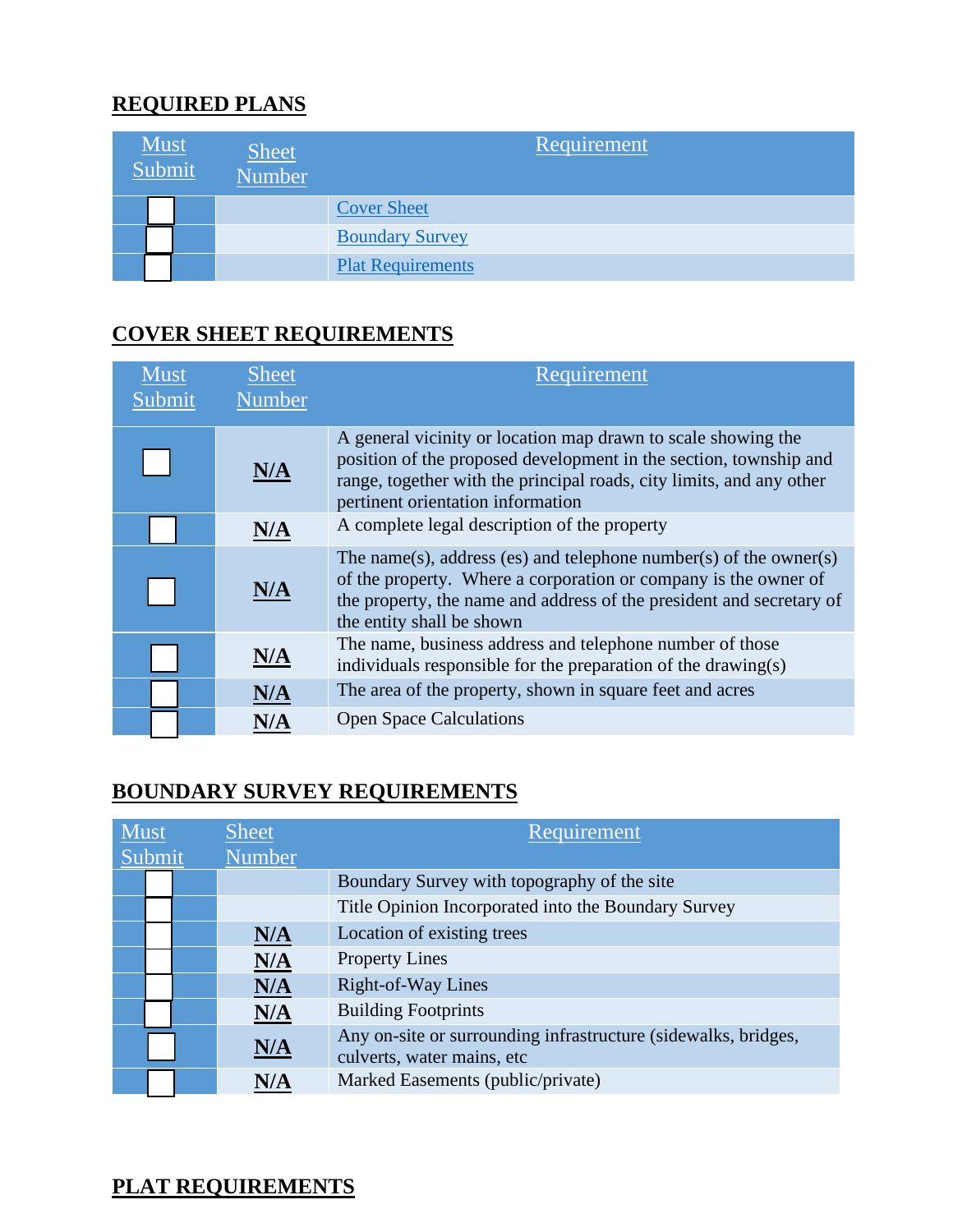## REQUIRED PLANS

| Must Submit | Sheet Number | Requirement |
|---|---|---|
| ☐ | | Cover Sheet |
| ☐ | | Boundary Survey |
| ☐ | | Plat Requirements |

## COVER SHEET REQUIREMENTS

| Must Submit | Sheet Number | Requirement |
|---|---|---|
| ☐ | **N/A** | A general vicinity or location map drawn to scale showing the position of the proposed development in the section, township and range, together with the principal roads, city limits, and any other pertinent orientation information |
| ☐ | **N/A** | A complete legal description of the property |
| ☐ | **N/A** | The name(s), address (es) and telephone number(s) of the owner(s) of the property. Where a corporation or company is the owner of the property, the name and address of the president and secretary of the entity shall be shown |
| ☐ | **N/A** | The name, business address and telephone number of those individuals responsible for the preparation of the drawing(s) |
| ☐ | **N/A** | The area of the property, shown in square feet and acres |
| ☐ | **N/A** | Open Space Calculations |

## BOUNDARY SURVEY REQUIREMENTS

| Must Submit | Sheet Number | Requirement |
|---|---|---|
| ☐ | | Boundary Survey with topography of the site |
| ☐ | | Title Opinion Incorporated into the Boundary Survey |
| ☐ | **N/A** | Location of existing trees |
| ☐ | **N/A** | Property Lines |
| ☐ | **N/A** | Right-of-Way Lines |
| ☐ | **N/A** | Building Footprints |
| ☐ | **N/A** | Any on-site or surrounding infrastructure (sidewalks, bridges, culverts, water mains, etc |
| ☐ | **N/A** | Marked Easements (public/private) |

## PLAT REQUIREMENTS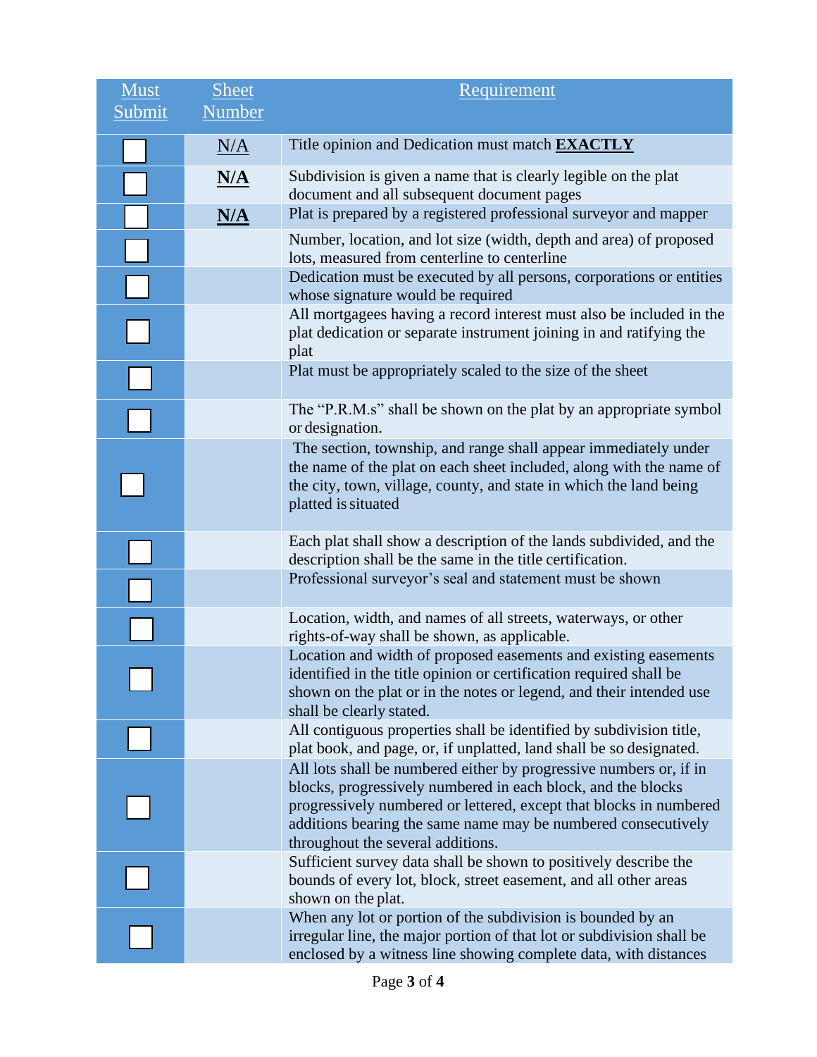| Must Submit | Sheet Number | Requirement |
|---|---|---|
| ☐ | N/A | Title opinion and Dedication must match **EXACTLY** |
| ☐ | **N/A** | Subdivision is given a name that is clearly legible on the plat document and all subsequent document pages |
| ☐ | **N/A** | Plat is prepared by a registered professional surveyor and mapper |
| ☐ | | Number, location, and lot size (width, depth and area) of proposed lots, measured from centerline to centerline |
| ☐ | | Dedication must be executed by all persons, corporations or entities whose signature would be required |
| ☐ | | All mortgagees having a record interest must also be included in the plat dedication or separate instrument joining in and ratifying the plat |
| ☐ | | Plat must be appropriately scaled to the size of the sheet |
| ☐ | | The "P.R.M.s" shall be shown on the plat by an appropriate symbol or designation. |
| ☐ | | The section, township, and range shall appear immediately under the name of the plat on each sheet included, along with the name of the city, town, village, county, and state in which the land being platted is situated |
| ☐ | | Each plat shall show a description of the lands subdivided, and the description shall be the same in the title certification. |
| ☐ | | Professional surveyor's seal and statement must be shown |
| ☐ | | Location, width, and names of all streets, waterways, or other rights-of-way shall be shown, as applicable. |
| ☐ | | Location and width of proposed easements and existing easements identified in the title opinion or certification required shall be shown on the plat or in the notes or legend, and their intended use shall be clearly stated. |
| ☐ | | All contiguous properties shall be identified by subdivision title, plat book, and page, or, if unplatted, land shall be so designated. |
| ☐ | | All lots shall be numbered either by progressive numbers or, if in blocks, progressively numbered in each block, and the blocks progressively numbered or lettered, except that blocks in numbered additions bearing the same name may be numbered consecutively throughout the several additions. |
| ☐ | | Sufficient survey data shall be shown to positively describe the bounds of every lot, block, street easement, and all other areas shown on the plat. |
| ☐ | | When any lot or portion of the subdivision is bounded by an irregular line, the major portion of that lot or subdivision shall be enclosed by a witness line showing complete data, with distances |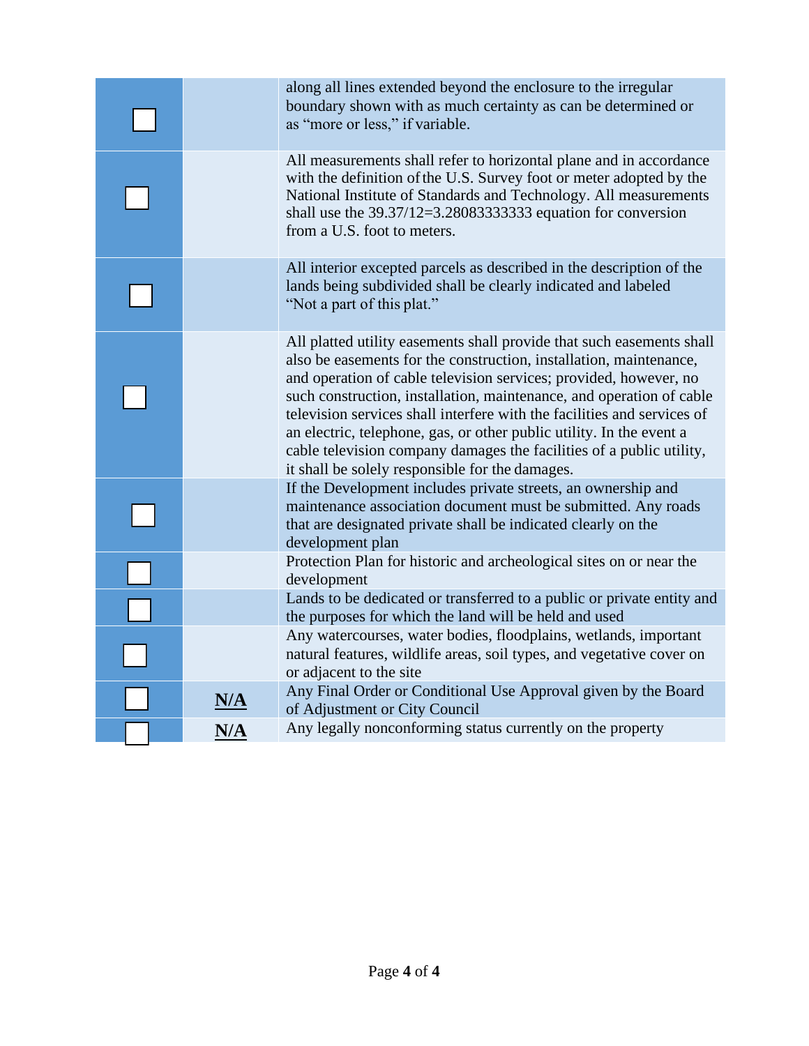| | | |
|---|---|---|
| ☐ | | along all lines extended beyond the enclosure to the irregular boundary shown with as much certainty as can be determined or as "more or less," if variable. |
| ☐ | | All measurements shall refer to horizontal plane and in accordance with the definition of the U.S. Survey foot or meter adopted by the National Institute of Standards and Technology. All measurements shall use the 39.37/12=3.28083333333 equation for conversion from a U.S. foot to meters. |
| ☐ | | All interior excepted parcels as described in the description of the lands being subdivided shall be clearly indicated and labeled "Not a part of this plat." |
| ☐ | | All platted utility easements shall provide that such easements shall also be easements for the construction, installation, maintenance, and operation of cable television services; provided, however, no such construction, installation, maintenance, and operation of cable television services shall interfere with the facilities and services of an electric, telephone, gas, or other public utility. In the event a cable television company damages the facilities of a public utility, it shall be solely responsible for the damages. |
| ☐ | | If the Development includes private streets, an ownership and maintenance association document must be submitted. Any roads that are designated private shall be indicated clearly on the development plan |
| ☐ | | Protection Plan for historic and archeological sites on or near the development |
| ☐ | | Lands to be dedicated or transferred to a public or private entity and the purposes for which the land will be held and used |
| ☐ | | Any watercourses, water bodies, floodplains, wetlands, important natural features, wildlife areas, soil types, and vegetative cover on or adjacent to the site |
| ☐ | **N/A** | Any Final Order or Conditional Use Approval given by the Board of Adjustment or City Council |
| ☐ | **N/A** | Any legally nonconforming status currently on the property |